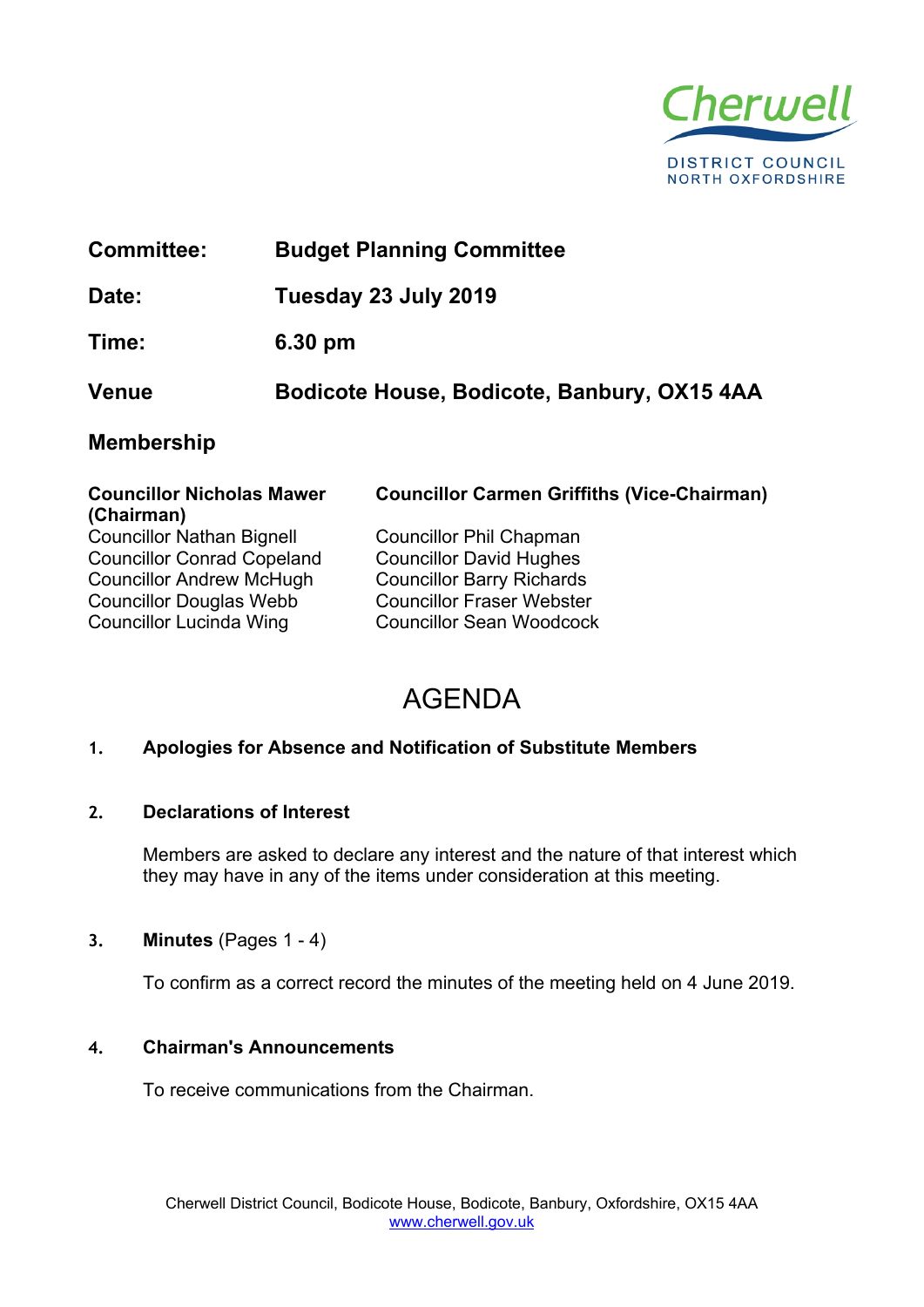Cherwell
DISTRICT COUNCIL
NORTH OXFORDSHIRE

**Committee:** **Budget Planning Committee**

**Date:** **Tuesday 23 July 2019**

**Time:** **6.30 pm**

**Venue** **Bodicote House, Bodicote, Banbury, OX15 4AA**

## Membership

**Councillor Nicholas Mawer (Chairman)**
**Councillor Carmen Griffiths (Vice-Chairman)**

Councillor Nathan Bignell
Councillor Phil Chapman
Councillor Conrad Copeland
Councillor David Hughes
Councillor Andrew McHugh
Councillor Barry Richards
Councillor Douglas Webb
Councillor Fraser Webster
Councillor Lucinda Wing
Councillor Sean Woodcock

# AGENDA

**1. Apologies for Absence and Notification of Substitute Members**

**2. Declarations of Interest**

Members are asked to declare any interest and the nature of that interest which they may have in any of the items under consideration at this meeting.

**3. Minutes** (Pages 1 - 4)

To confirm as a correct record the minutes of the meeting held on 4 June 2019.

**4. Chairman's Announcements**

To receive communications from the Chairman.

Cherwell District Council, Bodicote House, Bodicote, Banbury, Oxfordshire, OX15 4AA
www.cherwell.gov.uk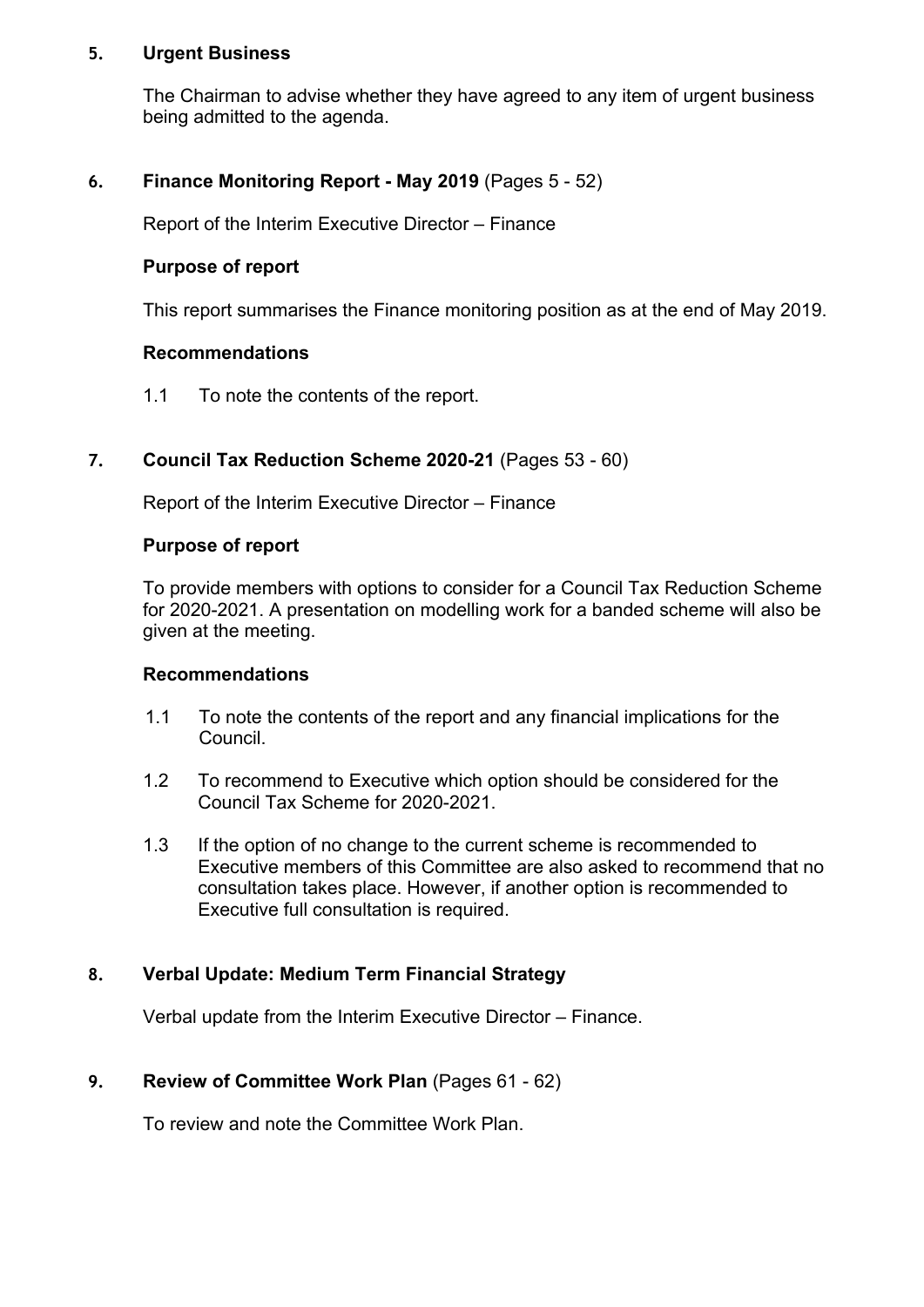## 5. Urgent Business

The Chairman to advise whether they have agreed to any item of urgent business being admitted to the agenda.

## 6. Finance Monitoring Report - May 2019 (Pages 5 - 52)

Report of the Interim Executive Director – Finance

### Purpose of report

This report summarises the Finance monitoring position as at the end of May 2019.

### Recommendations

1.1 To note the contents of the report.

## 7. Council Tax Reduction Scheme 2020-21 (Pages 53 - 60)

Report of the Interim Executive Director – Finance

### Purpose of report

To provide members with options to consider for a Council Tax Reduction Scheme for 2020-2021. A presentation on modelling work for a banded scheme will also be given at the meeting.

### Recommendations

1.1 To note the contents of the report and any financial implications for the Council.

1.2 To recommend to Executive which option should be considered for the Council Tax Scheme for 2020-2021.

1.3 If the option of no change to the current scheme is recommended to Executive members of this Committee are also asked to recommend that no consultation takes place. However, if another option is recommended to Executive full consultation is required.

## 8. Verbal Update: Medium Term Financial Strategy

Verbal update from the Interim Executive Director – Finance.

## 9. Review of Committee Work Plan (Pages 61 - 62)

To review and note the Committee Work Plan.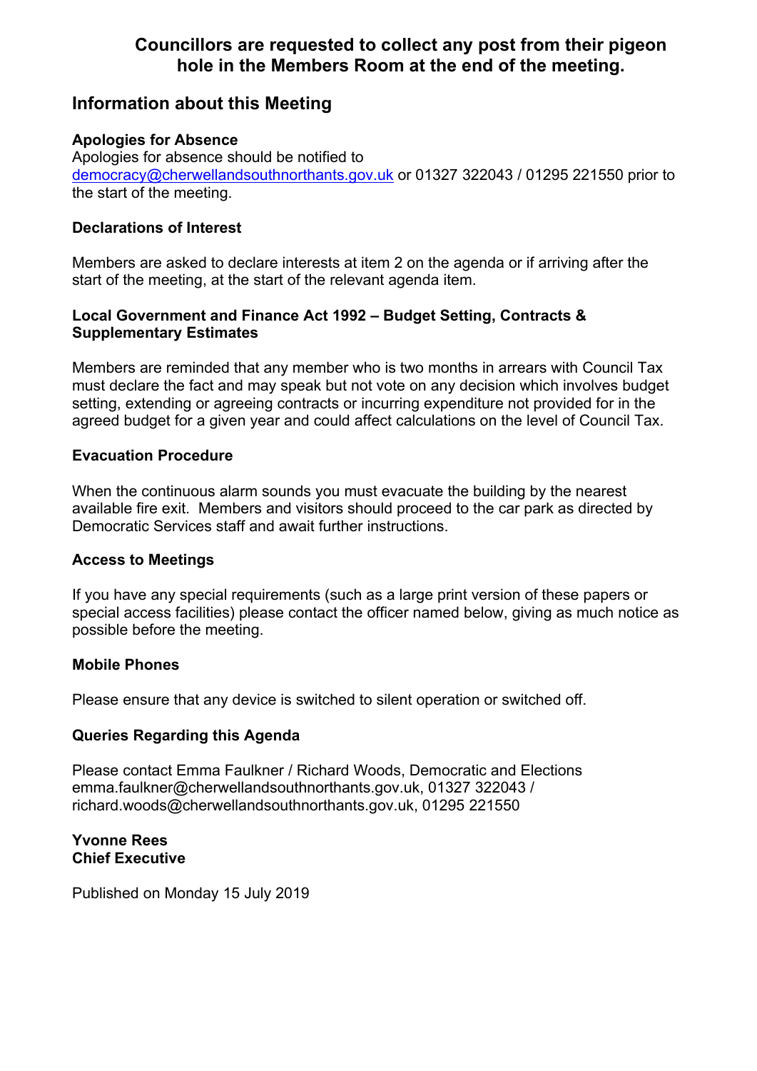**Councillors are requested to collect any post from their pigeon hole in the Members Room at the end of the meeting.**

## Information about this Meeting

**Apologies for Absence**
Apologies for absence should be notified to [democracy@cherwellandsouthnorthants.gov.uk](mailto:democracy@cherwellandsouthnorthants.gov.uk) or 01327 322043 / 01295 221550 prior to the start of the meeting.

**Declarations of Interest**

Members are asked to declare interests at item 2 on the agenda or if arriving after the start of the meeting, at the start of the relevant agenda item.

**Local Government and Finance Act 1992 – Budget Setting, Contracts & Supplementary Estimates**

Members are reminded that any member who is two months in arrears with Council Tax must declare the fact and may speak but not vote on any decision which involves budget setting, extending or agreeing contracts or incurring expenditure not provided for in the agreed budget for a given year and could affect calculations on the level of Council Tax.

**Evacuation Procedure**

When the continuous alarm sounds you must evacuate the building by the nearest available fire exit. Members and visitors should proceed to the car park as directed by Democratic Services staff and await further instructions.

**Access to Meetings**

If you have any special requirements (such as a large print version of these papers or special access facilities) please contact the officer named below, giving as much notice as possible before the meeting.

**Mobile Phones**

Please ensure that any device is switched to silent operation or switched off.

**Queries Regarding this Agenda**

Please contact Emma Faulkner / Richard Woods, Democratic and Elections emma.faulkner@cherwellandsouthnorthants.gov.uk, 01327 322043 / richard.woods@cherwellandsouthnorthants.gov.uk, 01295 221550

**Yvonne Rees**
**Chief Executive**

Published on Monday 15 July 2019